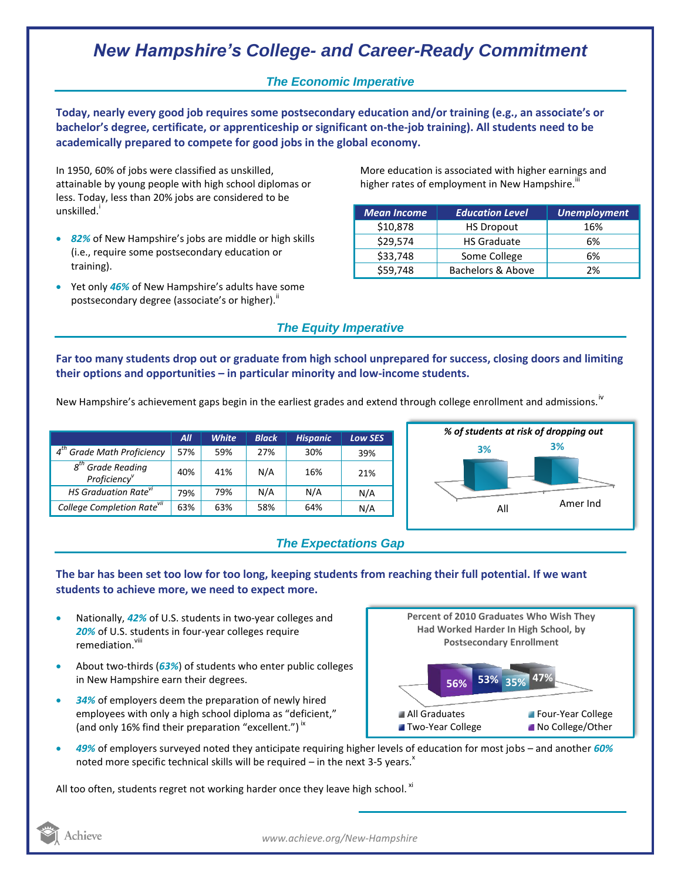# New Hampshire's College- and Career-Ready Commitment

## The Economic Imperative

**Today, nearly every good job requires some postsecondary education and/or training (e.g., an associate's or bachelor's degree, certificate, or apprenticeship or significant on-the-job training). All students need to be academically prepared to compete for good jobs in the global economy.**

In 1950, 60% of jobs were classified as unskilled, attainable by young people with high school diplomas or less. Today, less than 20% jobs are considered to be unskilled.[i]

- ***82%*** of New Hampshire's jobs are middle or high skills (i.e., require some postsecondary education or training).
- Yet only ***46%*** of New Hampshire's adults have some postsecondary degree (associate's or higher).[ii]

More education is associated with higher earnings and higher rates of employment in New Hampshire.[iii]

| Mean Income | Education Level | Unemployment |
|---|---|---|
| $10,878 | HS Dropout | 16% |
| $29,574 | HS Graduate | 6% |
| $33,748 | Some College | 6% |
| $59,748 | Bachelors & Above | 2% |

## The Equity Imperative

**Far too many students drop out or graduate from high school unprepared for success, closing doors and limiting their options and opportunities – in particular minority and low-income students.**

New Hampshire's achievement gaps begin in the earliest grades and extend through college enrollment and admissions.[iv]

| | All | White | Black | Hispanic | Low SES |
|---|---|---|---|---|---|
| 4th Grade Math Proficiency | 57% | 59% | 27% | 30% | 39% |
| 8th Grade Reading Proficiency[v] | 40% | 41% | N/A | 16% | 21% |
| HS Graduation Rate[vi] | 79% | 79% | N/A | N/A | N/A |
| College Completion Rate[vii] | 63% | 63% | 58% | 64% | N/A |

*% of students at risk of dropping out*

| All | Amer Ind |
|---|---|
| 3% | 3% |

## The Expectations Gap

**The bar has been set too low for too long, keeping students from reaching their full potential. If we want students to achieve more, we need to expect more.**

- Nationally, ***42%*** of U.S. students in two-year colleges and ***20%*** of U.S. students in four-year colleges require remediation.[viii]
- About two-thirds (***63%***) of students who enter public colleges in New Hampshire earn their degrees.
- ***34%*** of employers deem the preparation of newly hired employees with only a high school diploma as "deficient," (and only 16% find their preparation "excellent.")[ix]

**Percent of 2010 Graduates Who Wish They Had Worked Harder In High School, by Postsecondary Enrollment**

| All Graduates | Two-Year College | Four-Year College | No College/Other |
|---|---|---|---|
| 47% | 53% | 35% | 56% |

- ***49%*** of employers surveyed noted they anticipate requiring higher levels of education for most jobs – and another ***60%*** noted more specific technical skills will be required – in the next 3-5 years.[x]

All too often, students regret not working harder once they leave high school.[xi]

www.achieve.org/New-Hampshire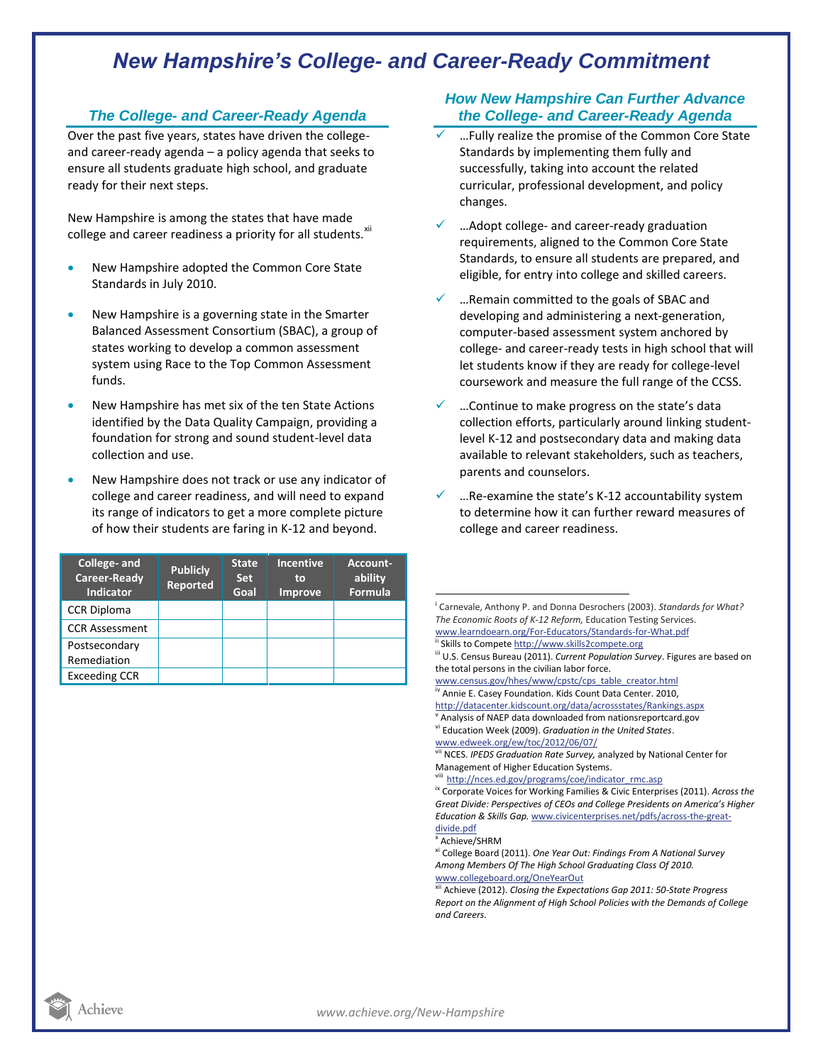# New Hampshire's College- and Career-Ready Commitment

## The College- and Career-Ready Agenda

Over the past five years, states have driven the college- and career-ready agenda – a policy agenda that seeks to ensure all students graduate high school, and graduate ready for their next steps.

New Hampshire is among the states that have made college and career readiness a priority for all students.[xii]

- New Hampshire adopted the Common Core State Standards in July 2010.
- New Hampshire is a governing state in the Smarter Balanced Assessment Consortium (SBAC), a group of states working to develop a common assessment system using Race to the Top Common Assessment funds.
- New Hampshire has met six of the ten State Actions identified by the Data Quality Campaign, providing a foundation for strong and sound student-level data collection and use.
- New Hampshire does not track or use any indicator of college and career readiness, and will need to expand its range of indicators to get a more complete picture of how their students are faring in K-12 and beyond.

| College- and Career-Ready Indicator | Publicly Reported | State Set Goal | Incentive to Improve | Account-ability Formula |
|---|---|---|---|---|
| CCR Diploma | | | | |
| CCR Assessment | | | | |
| Postsecondary Remediation | | | | |
| Exceeding CCR | | | | |

## How New Hampshire Can Further Advance the College- and Career-Ready Agenda

- ✓ …Fully realize the promise of the Common Core State Standards by implementing them fully and successfully, taking into account the related curricular, professional development, and policy changes.
- ✓ …Adopt college- and career-ready graduation requirements, aligned to the Common Core State Standards, to ensure all students are prepared, and eligible, for entry into college and skilled careers.
- ✓ …Remain committed to the goals of SBAC and developing and administering a next-generation, computer-based assessment system anchored by college- and career-ready tests in high school that will let students know if they are ready for college-level coursework and measure the full range of the CCSS.
- ✓ …Continue to make progress on the state's data collection efforts, particularly around linking student-level K-12 and postsecondary data and making data available to relevant stakeholders, such as teachers, parents and counselors.
- ✓ …Re-examine the state's K-12 accountability system to determine how it can further reward measures of college and career readiness.

---

[i] Carnevale, Anthony P. and Donna Desrochers (2003). *Standards for What? The Economic Roots of K-12 Reform,* Education Testing Services. www.learndoearn.org/For-Educators/Standards-for-What.pdf

[ii] Skills to Compete http://www.skills2compete.org

[iii] U.S. Census Bureau (2011). *Current Population Survey*. Figures are based on the total persons in the civilian labor force. www.census.gov/hhes/www/cpstc/cps_table_creator.html

[iv] Annie E. Casey Foundation. Kids Count Data Center. 2010, http://datacenter.kidscount.org/data/acrossstates/Rankings.aspx

[v] Analysis of NAEP data downloaded from nationsreportcard.gov

[vi] Education Week (2009). *Graduation in the United States*. www.edweek.org/ew/toc/2012/06/07/

[vii] NCES. *IPEDS Graduation Rate Survey,* analyzed by National Center for Management of Higher Education Systems.

[viii] http://nces.ed.gov/programs/coe/indicator_rmc.asp

[ix] Corporate Voices for Working Families & Civic Enterprises (2011). *Across the Great Divide: Perspectives of CEOs and College Presidents on America's Higher Education & Skills Gap.* www.civicenterprises.net/pdfs/across-the-great-divide.pdf

[x] Achieve/SHRM

[xi] College Board (2011). *One Year Out: Findings From A National Survey Among Members Of The High School Graduating Class Of 2010.* www.collegeboard.org/OneYearOut

[xii] Achieve (2012). *Closing the Expectations Gap 2011: 50-State Progress Report on the Alignment of High School Policies with the Demands of College and Careers.*